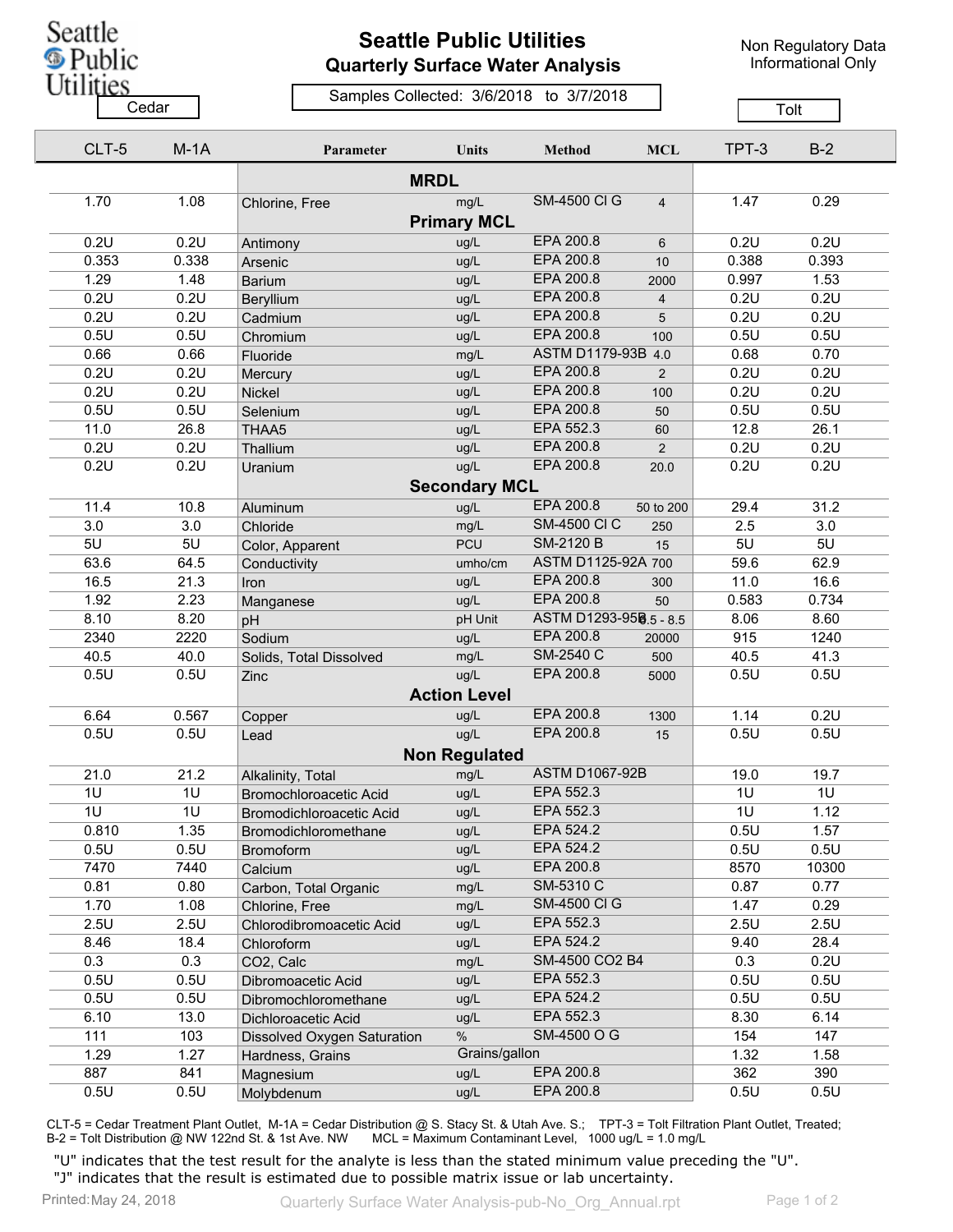# Seattle Public Utilities

## Quarterly Surface Water Analysis

Samples Collected: 3/6/2018 to 3/7/2018

Non Regulatory Data
Informational Only

| Cedar | | | | | | Tolt | |
|---|---|---|---|---|---|---|---|
| CLT-5 | M-1A | Parameter | Units | Method | MCL | TPT-3 | B-2 |
| | | **MRDL** | | | | | |
| 1.70 | 1.08 | Chlorine, Free | mg/L | SM-4500 Cl G | 4 | 1.47 | 0.29 |
| | | **Primary MCL** | | | | | |
| 0.2U | 0.2U | Antimony | ug/L | EPA 200.8 | 6 | 0.2U | 0.2U |
| 0.353 | 0.338 | Arsenic | ug/L | EPA 200.8 | 10 | 0.388 | 0.393 |
| 1.29 | 1.48 | Barium | ug/L | EPA 200.8 | 2000 | 0.997 | 1.53 |
| 0.2U | 0.2U | Beryllium | ug/L | EPA 200.8 | 4 | 0.2U | 0.2U |
| 0.2U | 0.2U | Cadmium | ug/L | EPA 200.8 | 5 | 0.2U | 0.2U |
| 0.5U | 0.5U | Chromium | ug/L | EPA 200.8 | 100 | 0.5U | 0.5U |
| 0.66 | 0.66 | Fluoride | mg/L | ASTM D1179-93B | 4.0 | 0.68 | 0.70 |
| 0.2U | 0.2U | Mercury | ug/L | EPA 200.8 | 2 | 0.2U | 0.2U |
| 0.2U | 0.2U | Nickel | ug/L | EPA 200.8 | 100 | 0.2U | 0.2U |
| 0.5U | 0.5U | Selenium | ug/L | EPA 200.8 | 50 | 0.5U | 0.5U |
| 11.0 | 26.8 | THAA5 | ug/L | EPA 552.3 | 60 | 12.8 | 26.1 |
| 0.2U | 0.2U | Thallium | ug/L | EPA 200.8 | 2 | 0.2U | 0.2U |
| 0.2U | 0.2U | Uranium | ug/L | EPA 200.8 | 20.0 | 0.2U | 0.2U |
| | | **Secondary MCL** | | | | | |
| 11.4 | 10.8 | Aluminum | ug/L | EPA 200.8 | 50 to 200 | 29.4 | 31.2 |
| 3.0 | 3.0 | Chloride | mg/L | SM-4500 Cl C | 250 | 2.5 | 3.0 |
| 5U | 5U | Color, Apparent | PCU | SM-2120 B | 15 | 5U | 5U |
| 63.6 | 64.5 | Conductivity | umho/cm | ASTM D1125-92A | 700 | 59.6 | 62.9 |
| 16.5 | 21.3 | Iron | ug/L | EPA 200.8 | 300 | 11.0 | 16.6 |
| 1.92 | 2.23 | Manganese | ug/L | EPA 200.8 | 50 | 0.583 | 0.734 |
| 8.10 | 8.20 | pH | pH Unit | ASTM D1293-95B | 6.5 - 8.5 | 8.06 | 8.60 |
| 2340 | 2220 | Sodium | ug/L | EPA 200.8 | 20000 | 915 | 1240 |
| 40.5 | 40.0 | Solids, Total Dissolved | mg/L | SM-2540 C | 500 | 40.5 | 41.3 |
| 0.5U | 0.5U | Zinc | ug/L | EPA 200.8 | 5000 | 0.5U | 0.5U |
| | | **Action Level** | | | | | |
| 6.64 | 0.567 | Copper | ug/L | EPA 200.8 | 1300 | 1.14 | 0.2U |
| 0.5U | 0.5U | Lead | ug/L | EPA 200.8 | 15 | 0.5U | 0.5U |
| | | **Non Regulated** | | | | | |
| 21.0 | 21.2 | Alkalinity, Total | mg/L | ASTM D1067-92B | | 19.0 | 19.7 |
| 1U | 1U | Bromochloroacetic Acid | ug/L | EPA 552.3 | | 1U | 1U |
| 1U | 1U | Bromodichloroacetic Acid | ug/L | EPA 552.3 | | 1U | 1.12 |
| 0.810 | 1.35 | Bromodichloromethane | ug/L | EPA 524.2 | | 0.5U | 1.57 |
| 0.5U | 0.5U | Bromoform | ug/L | EPA 524.2 | | 0.5U | 0.5U |
| 7470 | 7440 | Calcium | ug/L | EPA 200.8 | | 8570 | 10300 |
| 0.81 | 0.80 | Carbon, Total Organic | mg/L | SM-5310 C | | 0.87 | 0.77 |
| 1.70 | 1.08 | Chlorine, Free | mg/L | SM-4500 Cl G | | 1.47 | 0.29 |
| 2.5U | 2.5U | Chlorodibromoacetic Acid | ug/L | EPA 552.3 | | 2.5U | 2.5U |
| 8.46 | 18.4 | Chloroform | ug/L | EPA 524.2 | | 9.40 | 28.4 |
| 0.3 | 0.3 | CO2, Calc | mg/L | SM-4500 CO2 B4 | | 0.3 | 0.2U |
| 0.5U | 0.5U | Dibromoacetic Acid | ug/L | EPA 552.3 | | 0.5U | 0.5U |
| 0.5U | 0.5U | Dibromochloromethane | ug/L | EPA 524.2 | | 0.5U | 0.5U |
| 6.10 | 13.0 | Dichloroacetic Acid | ug/L | EPA 552.3 | | 8.30 | 6.14 |
| 111 | 103 | Dissolved Oxygen Saturation | % | SM-4500 O G | | 154 | 147 |
| 1.29 | 1.27 | Hardness, Grains | Grains/gallon | | | 1.32 | 1.58 |
| 887 | 841 | Magnesium | ug/L | EPA 200.8 | | 362 | 390 |
| 0.5U | 0.5U | Molybdenum | ug/L | EPA 200.8 | | 0.5U | 0.5U |

CLT-5 = Cedar Treatment Plant Outlet, M-1A = Cedar Distribution @ S. Stacy St. & Utah Ave. S.; TPT-3 = Tolt Filtration Plant Outlet, Treated; B-2 = Tolt Distribution @ NW 122nd St. & 1st Ave. NW MCL = Maximum Contaminant Level, 1000 ug/L = 1.0 mg/L

"U" indicates that the test result for the analyte is less than the stated minimum value preceding the "U".
"J" indicates that the result is estimated due to possible matrix issue or lab uncertainty.

Printed: May 24, 2018 Quarterly Surface Water Analysis-pub-No_Org_Annual.rpt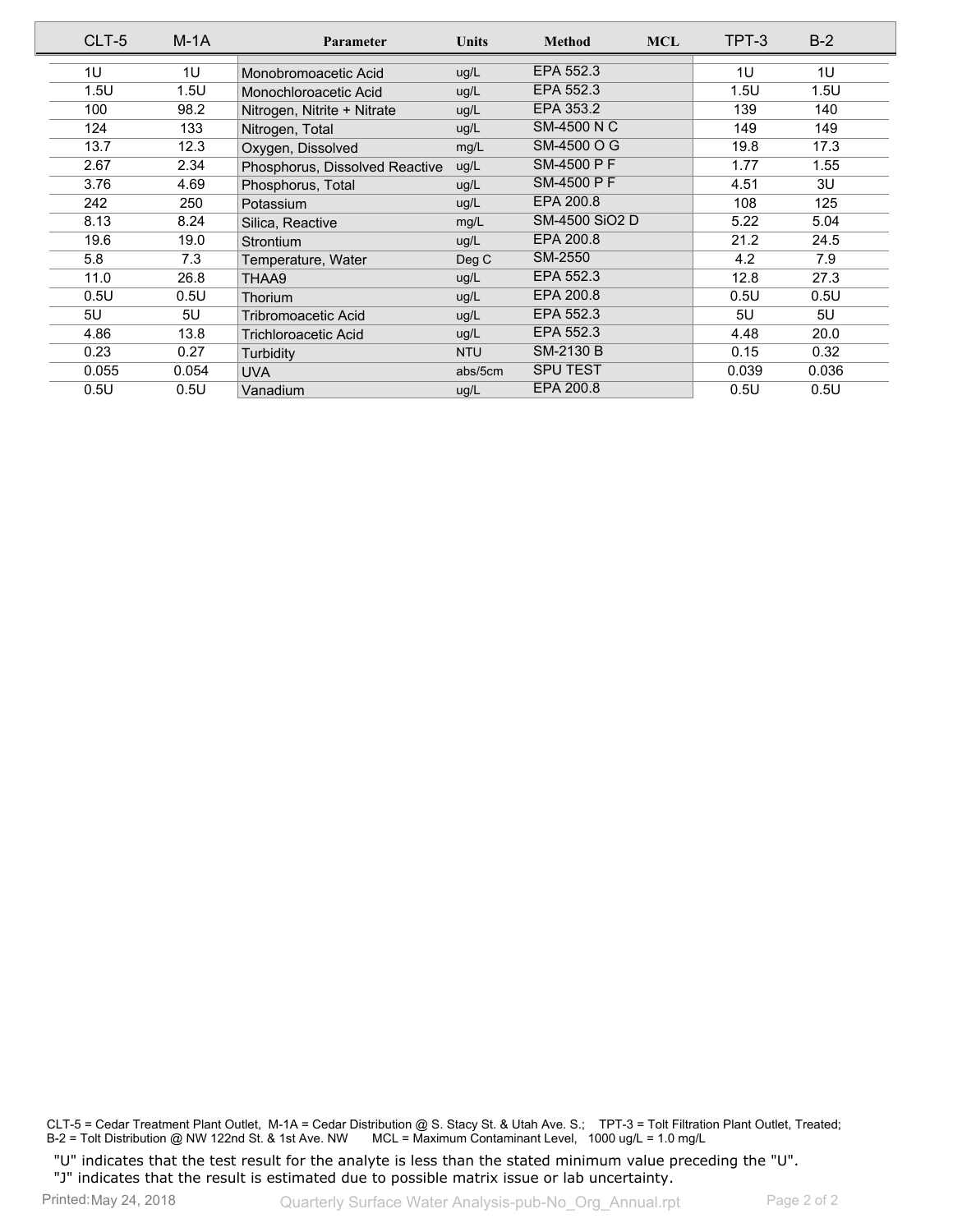| CLT-5 | M-1A | Parameter | Units | Method | MCL | TPT-3 | B-2 |
|---|---|---|---|---|---|---|---|
| 1U | 1U | Monobromoacetic Acid | ug/L | EPA 552.3 | | 1U | 1U |
| 1.5U | 1.5U | Monochloroacetic Acid | ug/L | EPA 552.3 | | 1.5U | 1.5U |
| 100 | 98.2 | Nitrogen, Nitrite + Nitrate | ug/L | EPA 353.2 | | 139 | 140 |
| 124 | 133 | Nitrogen, Total | ug/L | SM-4500 N C | | 149 | 149 |
| 13.7 | 12.3 | Oxygen, Dissolved | mg/L | SM-4500 O G | | 19.8 | 17.3 |
| 2.67 | 2.34 | Phosphorus, Dissolved Reactive | ug/L | SM-4500 P F | | 1.77 | 1.55 |
| 3.76 | 4.69 | Phosphorus, Total | ug/L | SM-4500 P F | | 4.51 | 3U |
| 242 | 250 | Potassium | ug/L | EPA 200.8 | | 108 | 125 |
| 8.13 | 8.24 | Silica, Reactive | mg/L | SM-4500 SiO2 D | | 5.22 | 5.04 |
| 19.6 | 19.0 | Strontium | ug/L | EPA 200.8 | | 21.2 | 24.5 |
| 5.8 | 7.3 | Temperature, Water | Deg C | SM-2550 | | 4.2 | 7.9 |
| 11.0 | 26.8 | THAA9 | ug/L | EPA 552.3 | | 12.8 | 27.3 |
| 0.5U | 0.5U | Thorium | ug/L | EPA 200.8 | | 0.5U | 0.5U |
| 5U | 5U | Tribromoacetic Acid | ug/L | EPA 552.3 | | 5U | 5U |
| 4.86 | 13.8 | Trichloroacetic Acid | ug/L | EPA 552.3 | | 4.48 | 20.0 |
| 0.23 | 0.27 | Turbidity | NTU | SM-2130 B | | 0.15 | 0.32 |
| 0.055 | 0.054 | UVA | abs/5cm | SPU TEST | | 0.039 | 0.036 |
| 0.5U | 0.5U | Vanadium | ug/L | EPA 200.8 | | 0.5U | 0.5U |

CLT-5 = Cedar Treatment Plant Outlet, M-1A = Cedar Distribution @ S. Stacy St. & Utah Ave. S.; TPT-3 = Tolt Filtration Plant Outlet, Treated; B-2 = Tolt Distribution @ NW 122nd St. & 1st Ave. NW MCL = Maximum Contaminant Level, 1000 ug/L = 1.0 mg/L

"U" indicates that the test result for the analyte is less than the stated minimum value preceding the "U".
"J" indicates that the result is estimated due to possible matrix issue or lab uncertainty.

Printed: May 24, 2018 Quarterly Surface Water Analysis-pub-No_Org_Annual.rpt